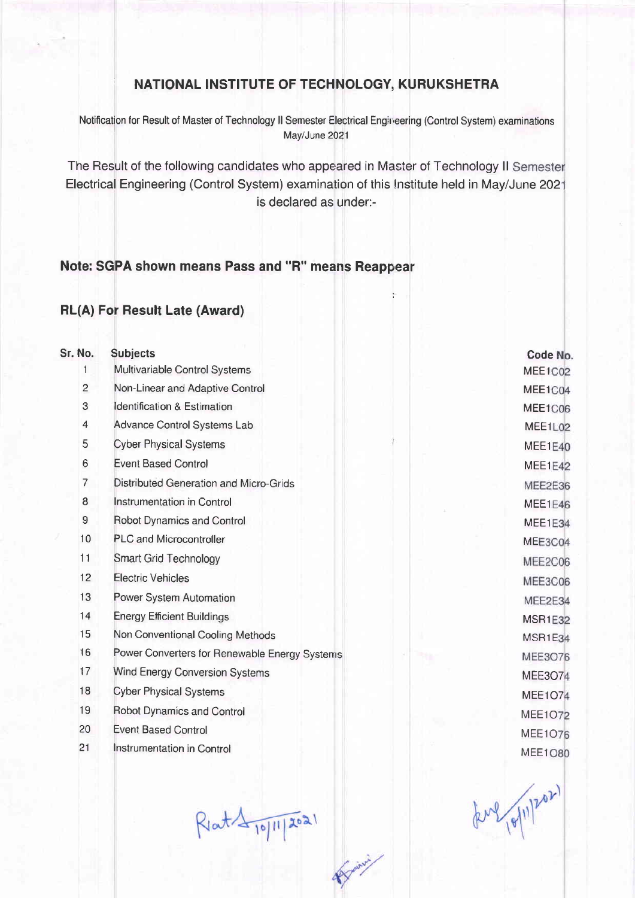# NATIONAL INSTITUTE OF TECHNOLOGY, KURUKSHETRA

Notification for Result of Master of Technology II Semester Electrical Engineering (Control System) examinations May/June 2021

The Result of the following candidates who appeared in Master of Technology II Semester Electrical Engineering (Control System) examination of this Institute held in May/June 2021 is declared as under:-

## Note: SGPA shown means Pass and "R" means Reappear

## RL(A) For Result Late (Award)

| Sr. No. | Subjects | Code No. |
|---|---|---|
| 1 | Multivariable Control Systems | MEE1C02 |
| 2 | Non-Linear and Adaptive Control | MEE1C04 |
| 3 | Identification & Estimation | MEE1C06 |
| 4 | Advance Control Systems Lab | MEE1L02 |
| 5 | Cyber Physical Systems | MEE1E40 |
| 6 | Event Based Control | MEE1E42 |
| 7 | Distributed Generation and Micro-Grids | MEE2E36 |
| 8 | Instrumentation in Control | MEE1E46 |
| 9 | Robot Dynamics and Control | MEE1E34 |
| 10 | PLC and Microcontroller | MEE3C04 |
| 11 | Smart Grid Technology | MEE2C06 |
| 12 | Electric Vehicles | MEE3C06 |
| 13 | Power System Automation | MEE2E34 |
| 14 | Energy Efficient Buildings | MSR1E32 |
| 15 | Non Conventional Cooling Methods | MSR1E34 |
| 16 | Power Converters for Renewable Energy Systems | MEE3O76 |
| 17 | Wind Energy Conversion Systems | MEE3O74 |
| 18 | Cyber Physical Systems | MEE1O74 |
| 19 | Robot Dynamics and Control | MEE1O72 |
| 20 | Event Based Control | MEE1O76 |
| 21 | Instrumentation in Control | MEE1O80 |

10/11/2021 10/11/2021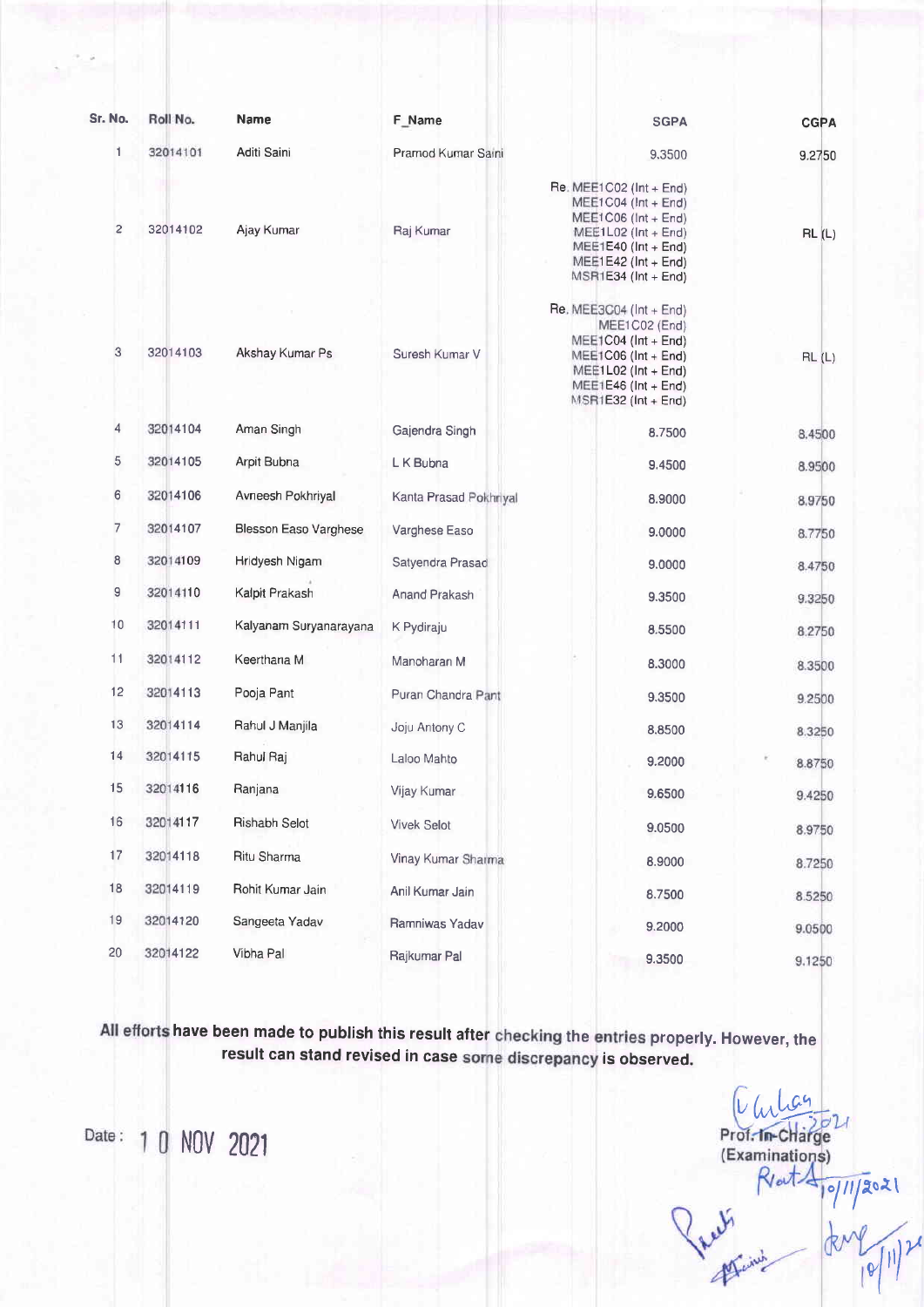| Sr. No. | Roll No. | Name | F_Name | SGPA | CGPA |
|---|---|---|---|---|---|
| 1 | 32014101 | Aditi Saini | Pramod Kumar Saini | 9.3500 | 9.2750 |
| 2 | 32014102 | Ajay Kumar | Raj Kumar | Re. MEE1C02 (Int + End) MEE1C04 (Int + End) MEE1C06 (Int + End) MEE1L02 (Int + End) MEE1E40 (Int + End) MEE1E42 (Int + End) MSR1E34 (Int + End) | RL (L) |
| 3 | 32014103 | Akshay Kumar Ps | Suresh Kumar V | Re. MEE3C04 (Int + End) MEE1C02 (End) MEE1C04 (Int + End) MEE1C06 (Int + End) MEE1L02 (Int + End) MEE1E46 (Int + End) MSR1E32 (Int + End) | RL (L) |
| 4 | 32014104 | Aman Singh | Gajendra Singh | 8.7500 | 8.4500 |
| 5 | 32014105 | Arpit Bubna | L K Bubna | 9.4500 | 8.9500 |
| 6 | 32014106 | Avneesh Pokhriyal | Kanta Prasad Pokhriyal | 8.9000 | 8.9750 |
| 7 | 32014107 | Blesson Easo Varghese | Varghese Easo | 9.0000 | 8.7750 |
| 8 | 32014109 | Hridyesh Nigam | Satyendra Prasad | 9.0000 | 8.4750 |
| 9 | 32014110 | Kalpit Prakash | Anand Prakash | 9.3500 | 9.3250 |
| 10 | 32014111 | Kalyanam Suryanarayana | K Pydiraju | 8.5500 | 8.2750 |
| 11 | 32014112 | Keerthana M | Manoharan M | 8.3000 | 8.3500 |
| 12 | 32014113 | Pooja Pant | Puran Chandra Pant | 9.3500 | 9.2500 |
| 13 | 32014114 | Rahul J Manjila | Joju Antony C | 8.8500 | 8.3250 |
| 14 | 32014115 | Rahul Raj | Laloo Mahto | 9.2000 | 8.8750 |
| 15 | 32014116 | Ranjana | Vijay Kumar | 9.6500 | 9.4250 |
| 16 | 32014117 | Rishabh Selot | Vivek Selot | 9.0500 | 8.9750 |
| 17 | 32014118 | Ritu Sharma | Vinay Kumar Sharma | 8.9000 | 8.7250 |
| 18 | 32014119 | Rohit Kumar Jain | Anil Kumar Jain | 8.7500 | 8.5250 |
| 19 | 32014120 | Sangeeta Yadav | Ramniwas Yadav | 9.2000 | 9.0500 |
| 20 | 32014122 | Vibha Pal | Rajkumar Pal | 9.3500 | 9.1250 |

**All efforts have been made to publish this result after checking the entries properly. However, the result can stand revised in case some discrepancy is observed.**

Date : 10 NOV 2021

Prof. In-Charge
(Examinations)